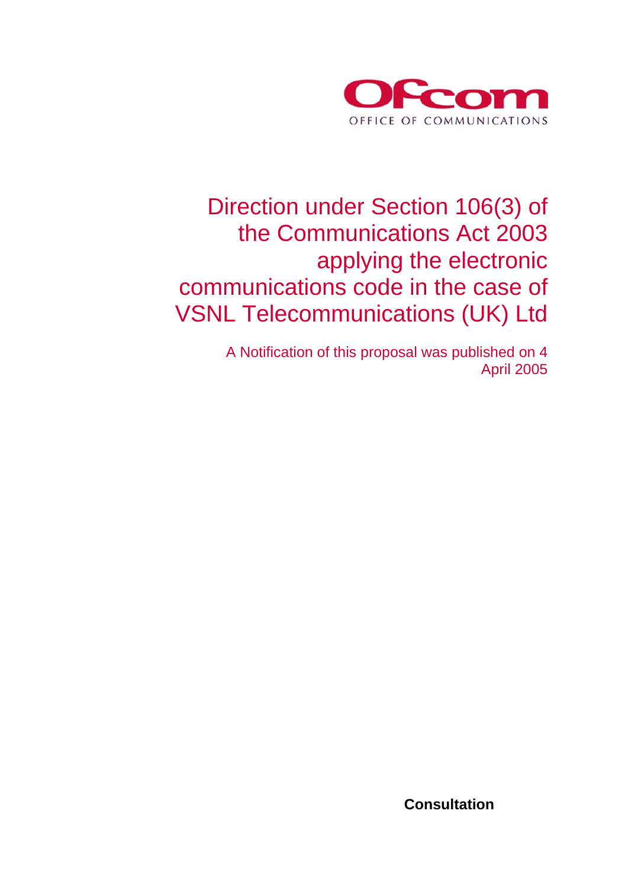Ofcom

OFFICE OF COMMUNICATIONS

# Direction under Section 106(3) of the Communications Act 2003 applying the electronic communications code in the case of VSNL Telecommunications (UK) Ltd

A Notification of this proposal was published on 4 April 2005

**Consultation**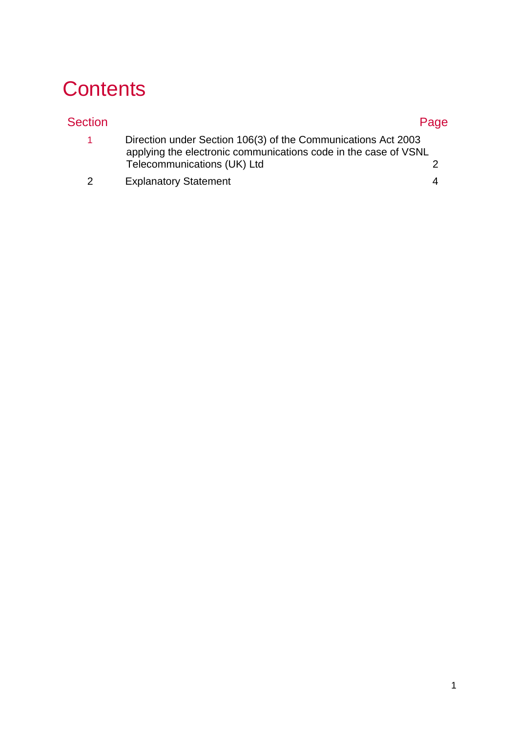# Contents

| Section | | Page |
|---|---|---|
| 1 | Direction under Section 106(3) of the Communications Act 2003 applying the electronic communications code in the case of VSNL Telecommunications (UK) Ltd | 2 |
| 2 | Explanatory Statement | 4 |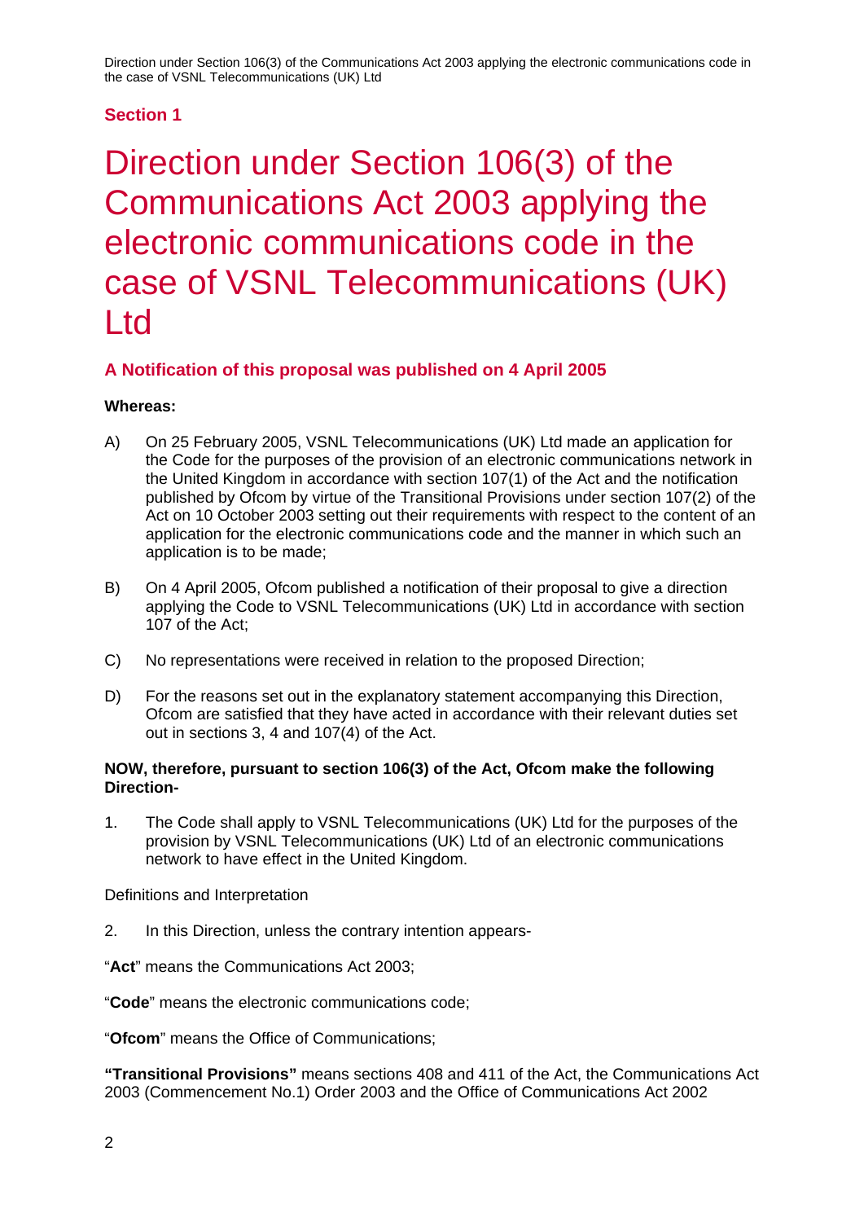**Section 1**

# Direction under Section 106(3) of the Communications Act 2003 applying the electronic communications code in the case of VSNL Telecommunications (UK) Ltd

### A Notification of this proposal was published on 4 April 2005

**Whereas:**

A) On 25 February 2005, VSNL Telecommunications (UK) Ltd made an application for the Code for the purposes of the provision of an electronic communications network in the United Kingdom in accordance with section 107(1) of the Act and the notification published by Ofcom by virtue of the Transitional Provisions under section 107(2) of the Act on 10 October 2003 setting out their requirements with respect to the content of an application for the electronic communications code and the manner in which such an application is to be made;

B) On 4 April 2005, Ofcom published a notification of their proposal to give a direction applying the Code to VSNL Telecommunications (UK) Ltd in accordance with section 107 of the Act;

C) No representations were received in relation to the proposed Direction;

D) For the reasons set out in the explanatory statement accompanying this Direction, Ofcom are satisfied that they have acted in accordance with their relevant duties set out in sections 3, 4 and 107(4) of the Act.

**NOW, therefore, pursuant to section 106(3) of the Act, Ofcom make the following Direction-**

1. The Code shall apply to VSNL Telecommunications (UK) Ltd for the purposes of the provision by VSNL Telecommunications (UK) Ltd of an electronic communications network to have effect in the United Kingdom.

Definitions and Interpretation

2. In this Direction, unless the contrary intention appears-

"**Act**" means the Communications Act 2003;

"**Code**" means the electronic communications code;

"**Ofcom**" means the Office of Communications;

**"Transitional Provisions"** means sections 408 and 411 of the Act, the Communications Act 2003 (Commencement No.1) Order 2003 and the Office of Communications Act 2002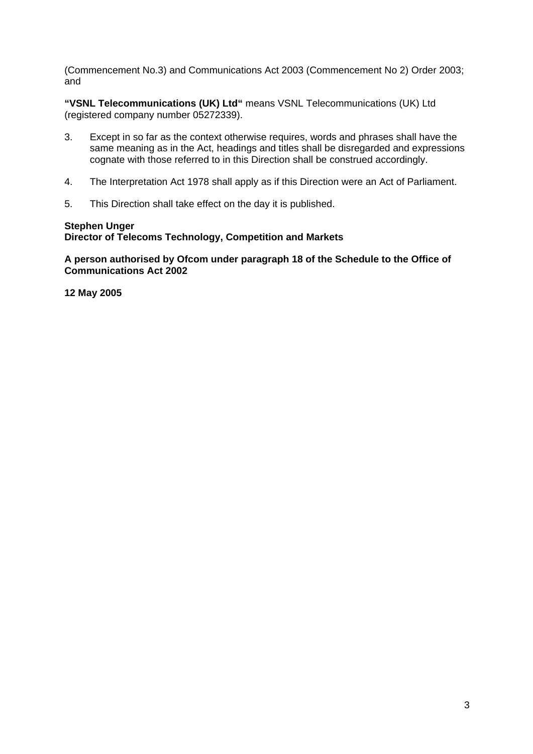(Commencement No.3) and Communications Act 2003 (Commencement No 2) Order 2003; and

**"VSNL Telecommunications (UK) Ltd"** means VSNL Telecommunications (UK) Ltd (registered company number 05272339).

3. Except in so far as the context otherwise requires, words and phrases shall have the same meaning as in the Act, headings and titles shall be disregarded and expressions cognate with those referred to in this Direction shall be construed accordingly.

4. The Interpretation Act 1978 shall apply as if this Direction were an Act of Parliament.

5. This Direction shall take effect on the day it is published.

**Stephen Unger**
**Director of Telecoms Technology, Competition and Markets**

**A person authorised by Ofcom under paragraph 18 of the Schedule to the Office of Communications Act 2002**

**12 May 2005**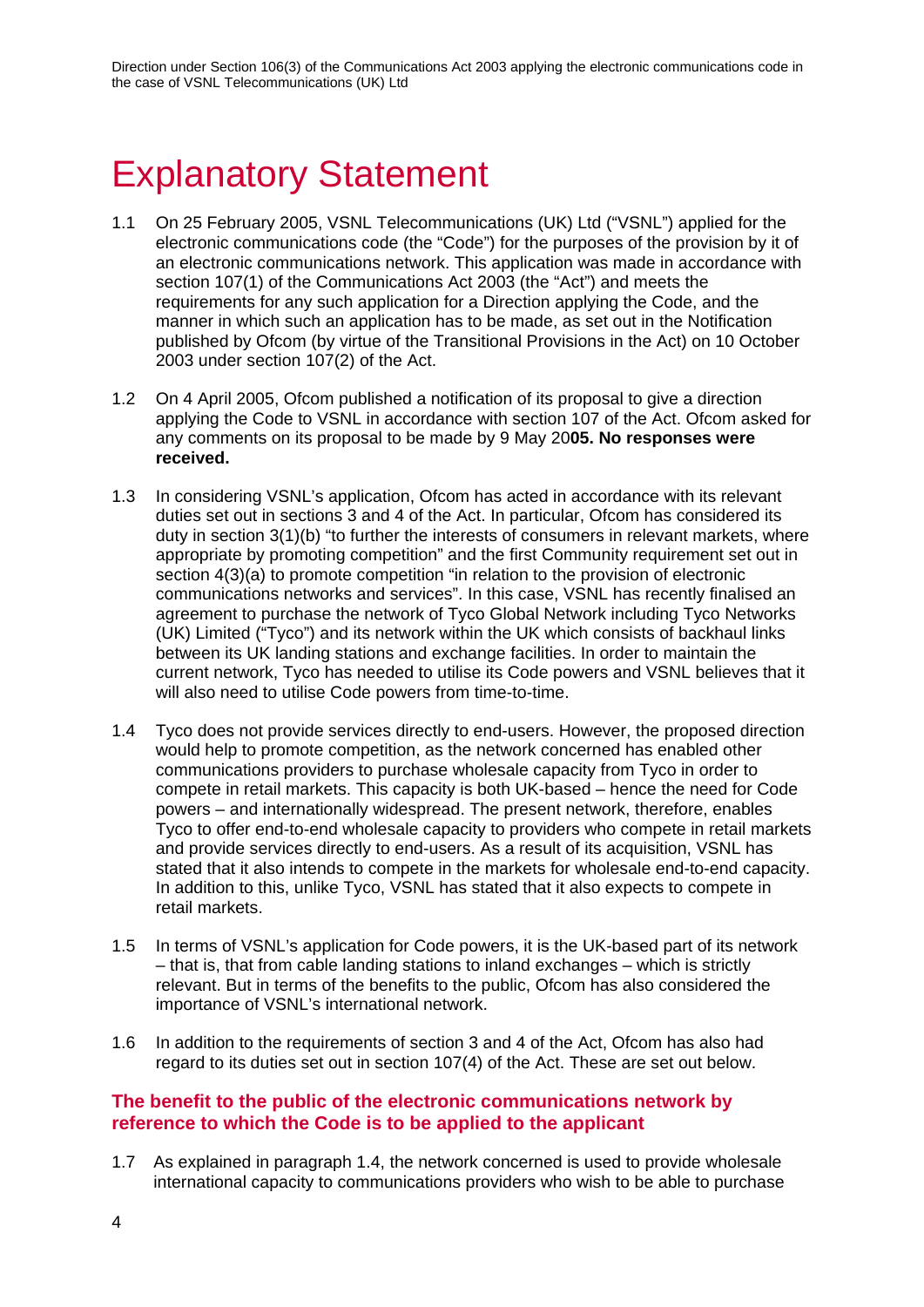# Explanatory Statement

1.1 On 25 February 2005, VSNL Telecommunications (UK) Ltd ("VSNL") applied for the electronic communications code (the "Code") for the purposes of the provision by it of an electronic communications network. This application was made in accordance with section 107(1) of the Communications Act 2003 (the "Act") and meets the requirements for any such application for a Direction applying the Code, and the manner in which such an application has to be made, as set out in the Notification published by Ofcom (by virtue of the Transitional Provisions in the Act) on 10 October 2003 under section 107(2) of the Act.

1.2 On 4 April 2005, Ofcom published a notification of its proposal to give a direction applying the Code to VSNL in accordance with section 107 of the Act. Ofcom asked for any comments on its proposal to be made by 9 May 20**05. No responses were received.**

1.3 In considering VSNL's application, Ofcom has acted in accordance with its relevant duties set out in sections 3 and 4 of the Act. In particular, Ofcom has considered its duty in section 3(1)(b) "to further the interests of consumers in relevant markets, where appropriate by promoting competition" and the first Community requirement set out in section 4(3)(a) to promote competition "in relation to the provision of electronic communications networks and services". In this case, VSNL has recently finalised an agreement to purchase the network of Tyco Global Network including Tyco Networks (UK) Limited ("Tyco") and its network within the UK which consists of backhaul links between its UK landing stations and exchange facilities. In order to maintain the current network, Tyco has needed to utilise its Code powers and VSNL believes that it will also need to utilise Code powers from time-to-time.

1.4 Tyco does not provide services directly to end-users. However, the proposed direction would help to promote competition, as the network concerned has enabled other communications providers to purchase wholesale capacity from Tyco in order to compete in retail markets. This capacity is both UK-based – hence the need for Code powers – and internationally widespread. The present network, therefore, enables Tyco to offer end-to-end wholesale capacity to providers who compete in retail markets and provide services directly to end-users. As a result of its acquisition, VSNL has stated that it also intends to compete in the markets for wholesale end-to-end capacity. In addition to this, unlike Tyco, VSNL has stated that it also expects to compete in retail markets.

1.5 In terms of VSNL's application for Code powers, it is the UK-based part of its network – that is, that from cable landing stations to inland exchanges – which is strictly relevant. But in terms of the benefits to the public, Ofcom has also considered the importance of VSNL's international network.

1.6 In addition to the requirements of section 3 and 4 of the Act, Ofcom has also had regard to its duties set out in section 107(4) of the Act. These are set out below.

### The benefit to the public of the electronic communications network by reference to which the Code is to be applied to the applicant

1.7 As explained in paragraph 1.4, the network concerned is used to provide wholesale international capacity to communications providers who wish to be able to purchase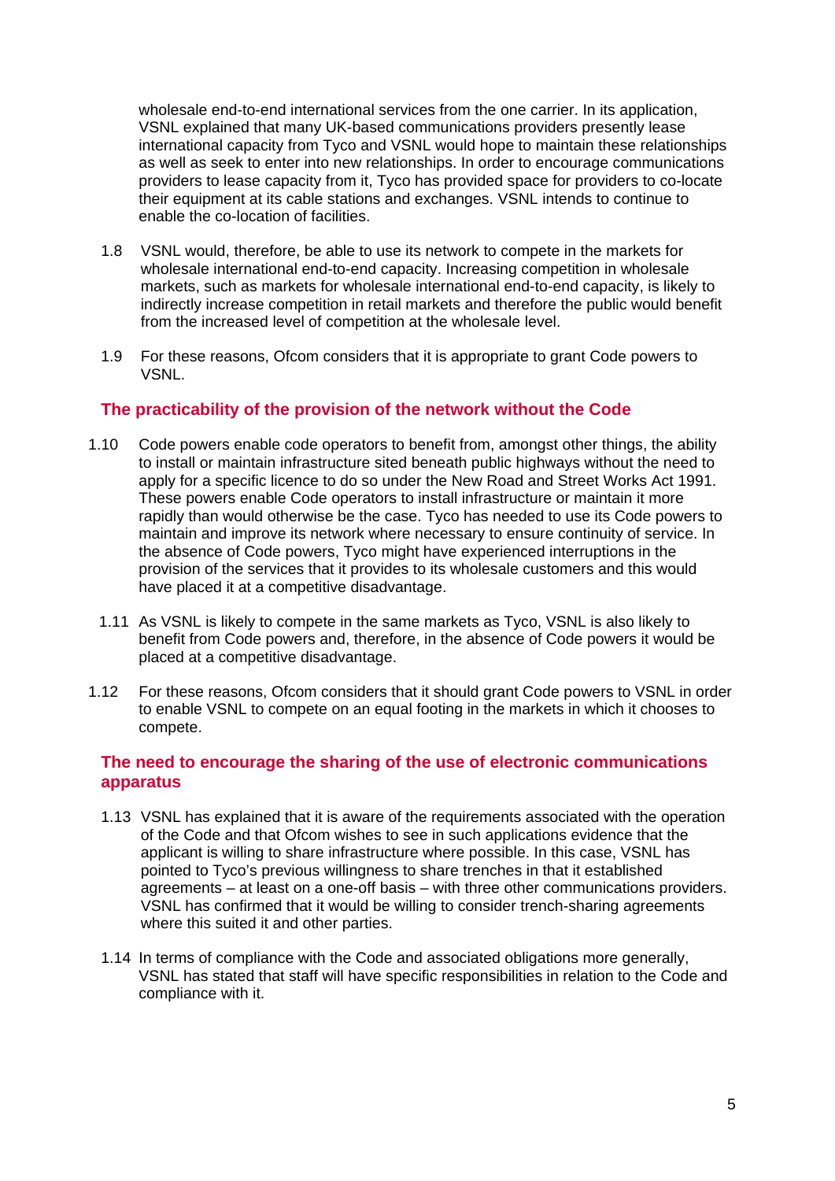wholesale end-to-end international services from the one carrier. In its application, VSNL explained that many UK-based communications providers presently lease international capacity from Tyco and VSNL would hope to maintain these relationships as well as seek to enter into new relationships. In order to encourage communications providers to lease capacity from it, Tyco has provided space for providers to co-locate their equipment at its cable stations and exchanges. VSNL intends to continue to enable the co-location of facilities.

1.8 VSNL would, therefore, be able to use its network to compete in the markets for wholesale international end-to-end capacity. Increasing competition in wholesale markets, such as markets for wholesale international end-to-end capacity, is likely to indirectly increase competition in retail markets and therefore the public would benefit from the increased level of competition at the wholesale level.

1.9 For these reasons, Ofcom considers that it is appropriate to grant Code powers to VSNL.

## The practicability of the provision of the network without the Code

1.10 Code powers enable code operators to benefit from, amongst other things, the ability to install or maintain infrastructure sited beneath public highways without the need to apply for a specific licence to do so under the New Road and Street Works Act 1991. These powers enable Code operators to install infrastructure or maintain it more rapidly than would otherwise be the case. Tyco has needed to use its Code powers to maintain and improve its network where necessary to ensure continuity of service. In the absence of Code powers, Tyco might have experienced interruptions in the provision of the services that it provides to its wholesale customers and this would have placed it at a competitive disadvantage.

1.11 As VSNL is likely to compete in the same markets as Tyco, VSNL is also likely to benefit from Code powers and, therefore, in the absence of Code powers it would be placed at a competitive disadvantage.

1.12 For these reasons, Ofcom considers that it should grant Code powers to VSNL in order to enable VSNL to compete on an equal footing in the markets in which it chooses to compete.

## The need to encourage the sharing of the use of electronic communications apparatus

1.13 VSNL has explained that it is aware of the requirements associated with the operation of the Code and that Ofcom wishes to see in such applications evidence that the applicant is willing to share infrastructure where possible. In this case, VSNL has pointed to Tyco's previous willingness to share trenches in that it established agreements – at least on a one-off basis – with three other communications providers. VSNL has confirmed that it would be willing to consider trench-sharing agreements where this suited it and other parties.

1.14 In terms of compliance with the Code and associated obligations more generally, VSNL has stated that staff will have specific responsibilities in relation to the Code and compliance with it.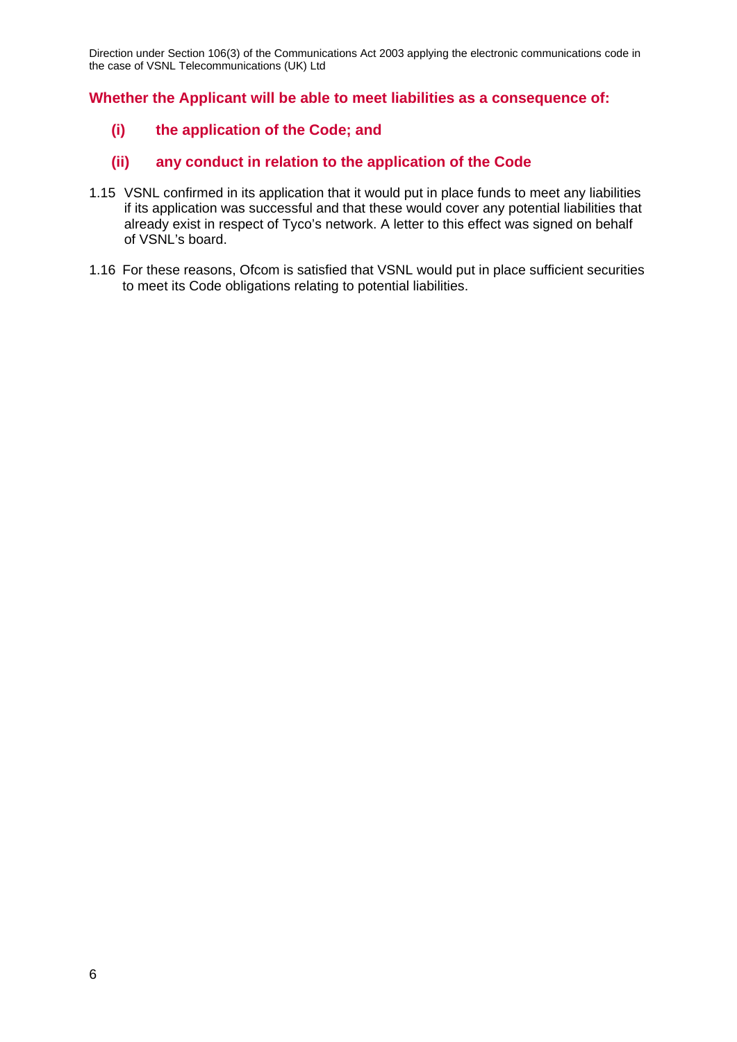### Whether the Applicant will be able to meet liabilities as a consequence of:

**(i) the application of the Code; and**

**(ii) any conduct in relation to the application of the Code**

1.15 VSNL confirmed in its application that it would put in place funds to meet any liabilities if its application was successful and that these would cover any potential liabilities that already exist in respect of Tyco's network. A letter to this effect was signed on behalf of VSNL's board.

1.16 For these reasons, Ofcom is satisfied that VSNL would put in place sufficient securities to meet its Code obligations relating to potential liabilities.